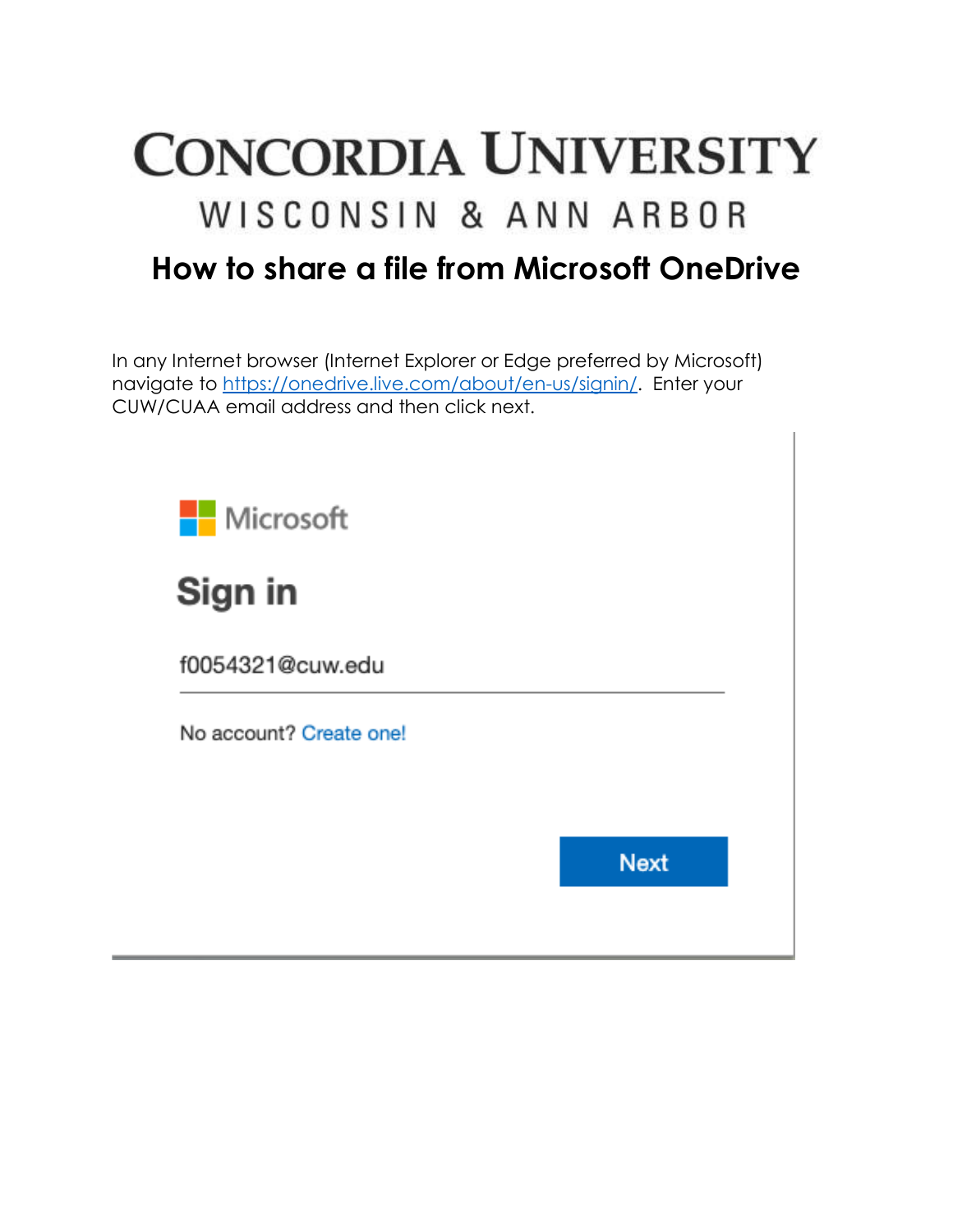# Concordia University

## Wisconsin & Ann Arbor

## How to share a file from Microsoft OneDrive

In any Internet browser (Internet Explorer or Edge preferred by Microsoft) navigate to [https://onedrive.live.com/about/en-us/signin/](https://onedrive.live.com/about/en-us/signin/). Enter your CUW/CUAA email address and then click next.

Microsoft

**Sign in**

f0054321@cuw.edu

No account? Create one!

Next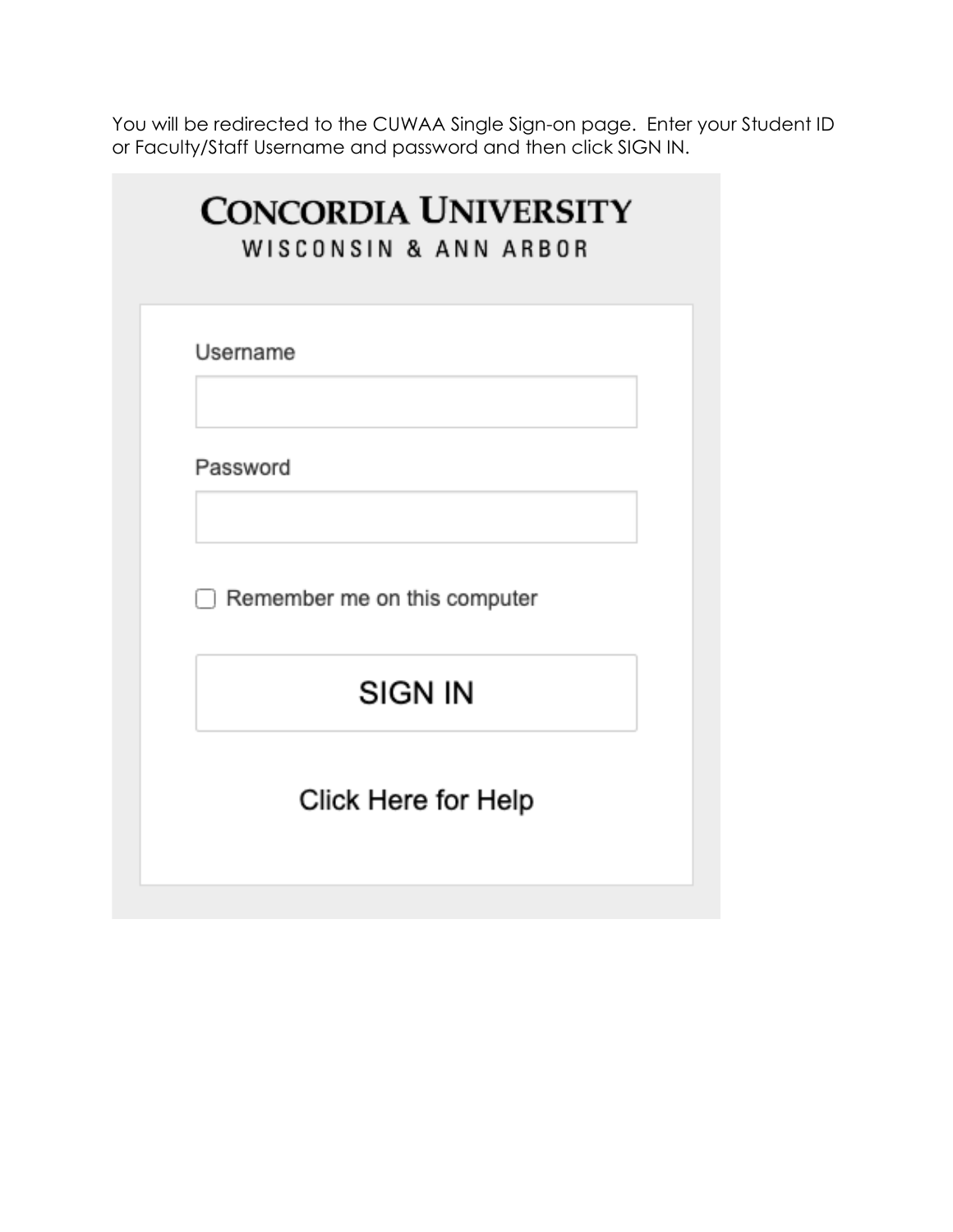You will be redirected to the CUWAA Single Sign-on page. Enter your Student ID or Faculty/Staff Username and password and then click SIGN IN.

**CONCORDIA UNIVERSITY**
WISCONSIN & ANN ARBOR

Username

Password

Remember me on this computer

SIGN IN

Click Here for Help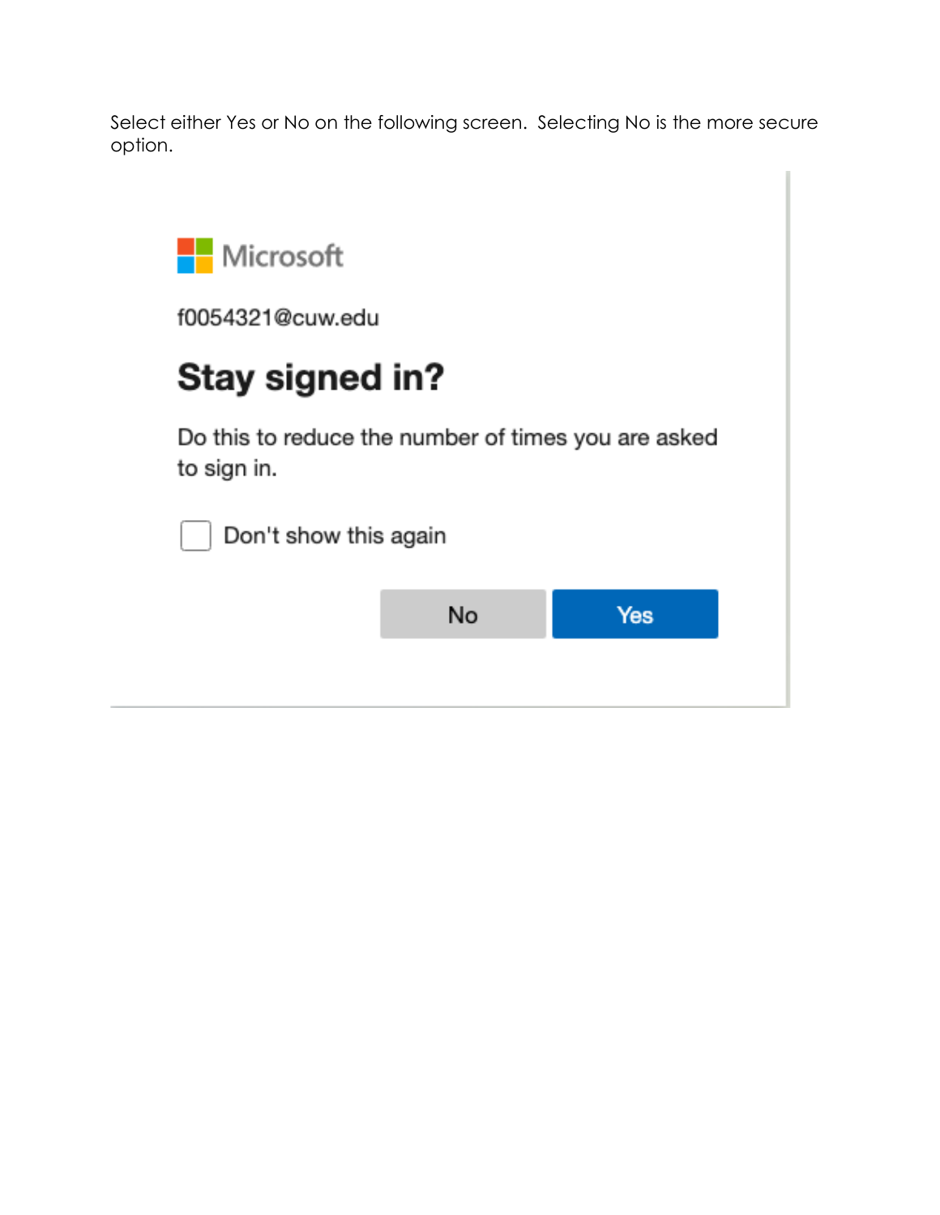Select either Yes or No on the following screen. Selecting No is the more secure option.

Microsoft

f0054321@cuw.edu

## Stay signed in?

Do this to reduce the number of times you are asked to sign in.

☐ Don't show this again

No | Yes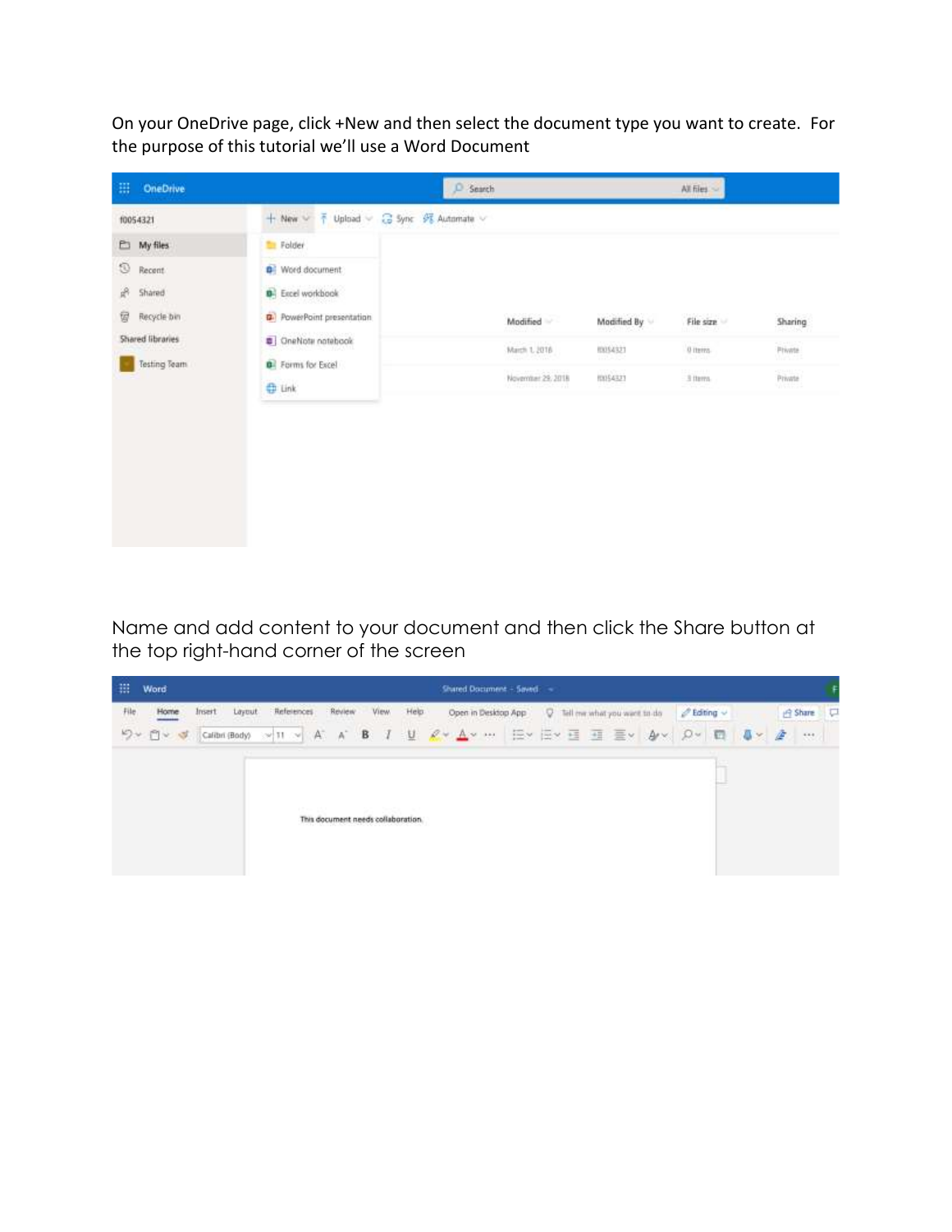On your OneDrive page, click +New and then select the document type you want to create.  For the purpose of this tutorial we'll use a Word Document

Name and add content to your document and then click the Share button at the top right-hand corner of the screen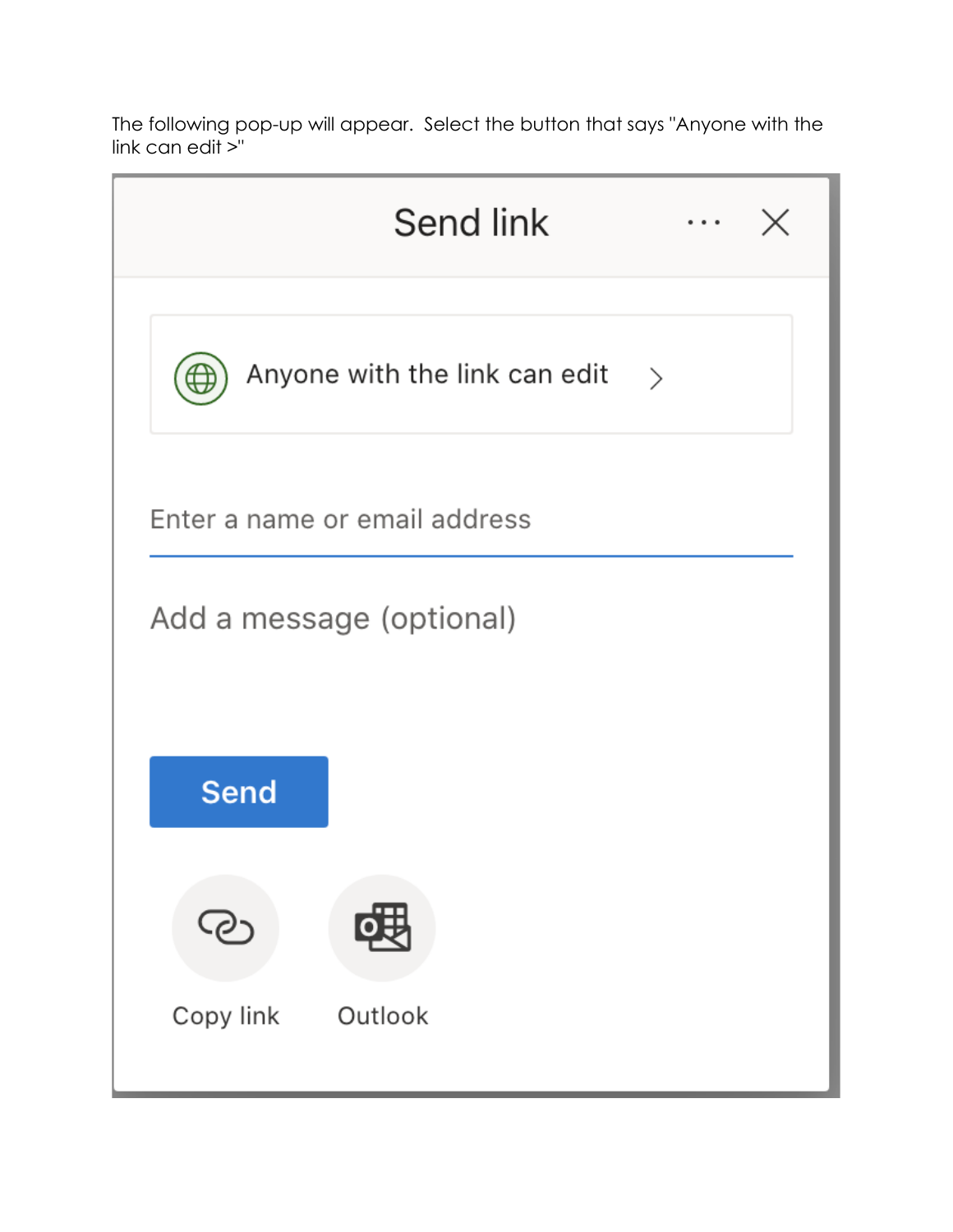The following pop-up will appear. Select the button that says "Anyone with the link can edit >"

Send link

Anyone with the link can edit >

Enter a name or email address

Add a message (optional)

Send

Copy link

Outlook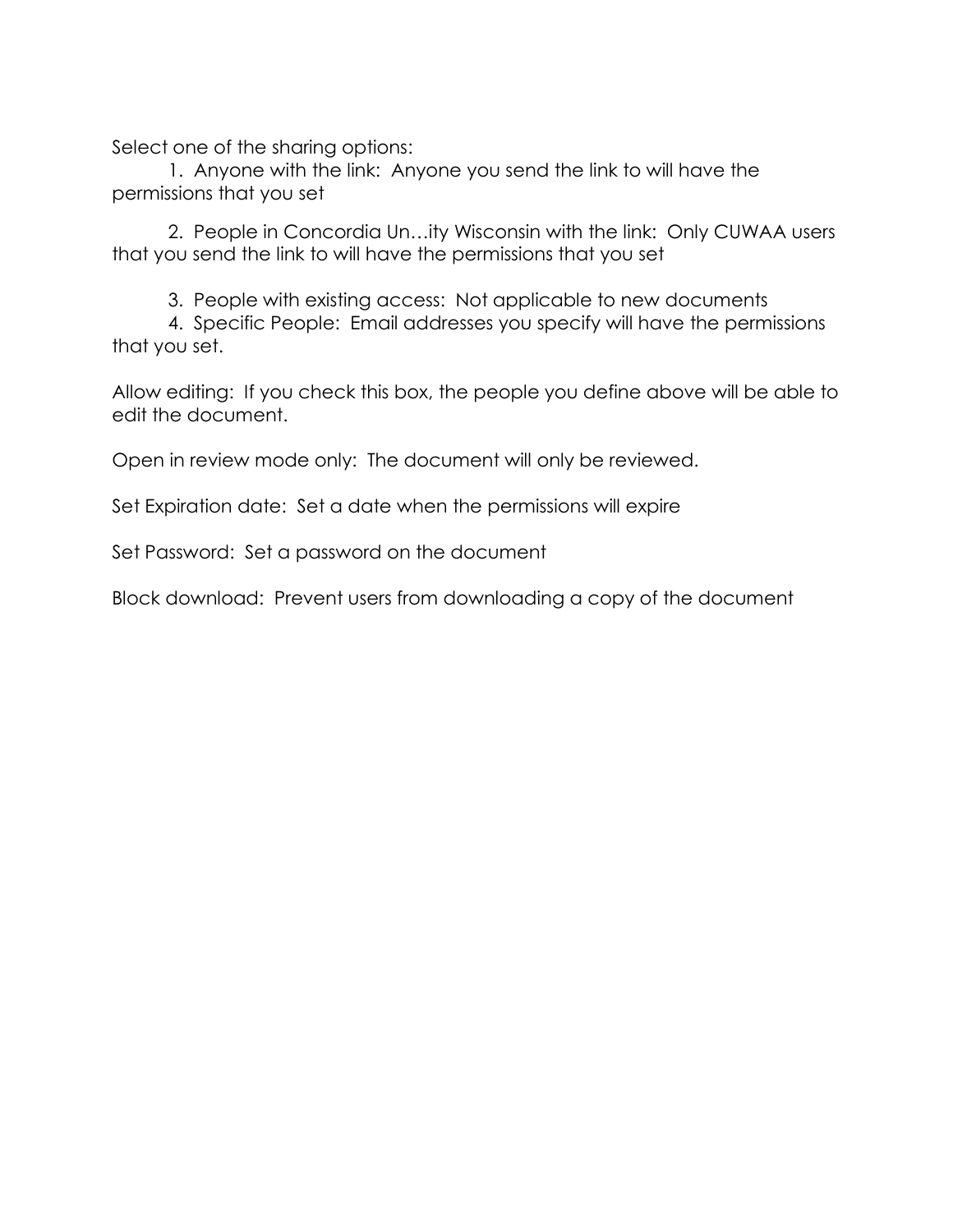Select one of the sharing options:

1. Anyone with the link: Anyone you send the link to will have the permissions that you set
2. People in Concordia Un…ity Wisconsin with the link: Only CUWAA users that you send the link to will have the permissions that you set
3. People with existing access: Not applicable to new documents
4. Specific People: Email addresses you specify will have the permissions that you set.

Allow editing: If you check this box, the people you define above will be able to edit the document.

Open in review mode only: The document will only be reviewed.

Set Expiration date: Set a date when the permissions will expire

Set Password: Set a password on the document

Block download: Prevent users from downloading a copy of the document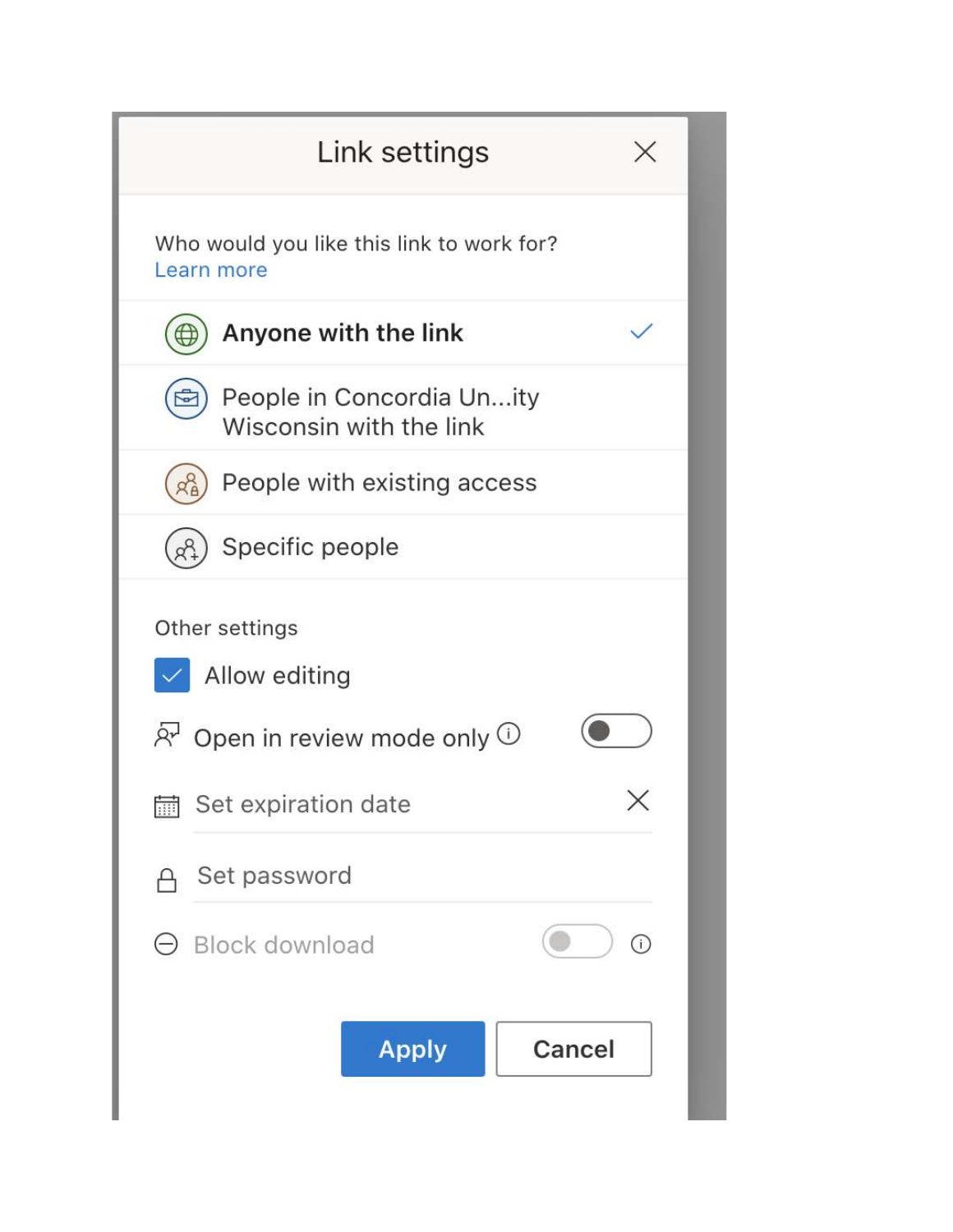## Link settings

Who would you like this link to work for?
Learn more

- **Anyone with the link** ✓
- People in Concordia Un...ity Wisconsin with the link
- People with existing access
- Specific people

Other settings

- [x] Allow editing
- Open in review mode only
- Set expiration date
- Set password
- Block download

Apply | Cancel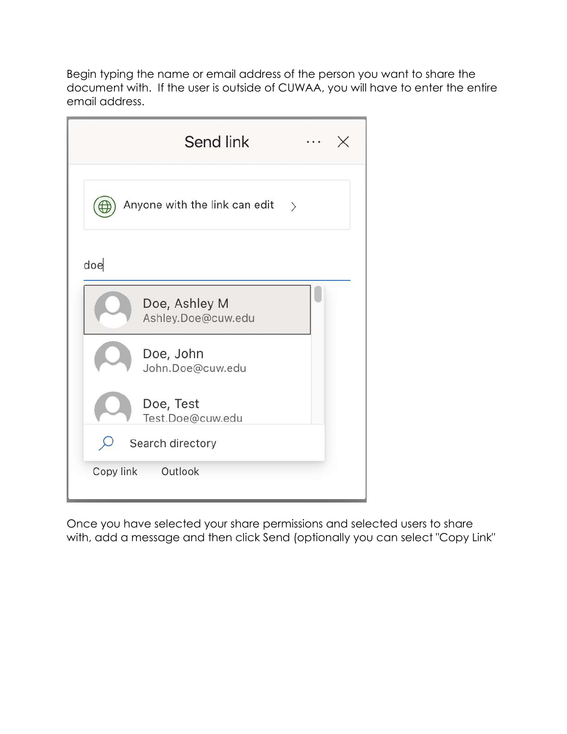Begin typing the name or email address of the person you want to share the document with. If the user is outside of CUWAA, you will have to enter the entire email address.

Once you have selected your share permissions and selected users to share with, add a message and then click Send (optionally you can select "Copy Link"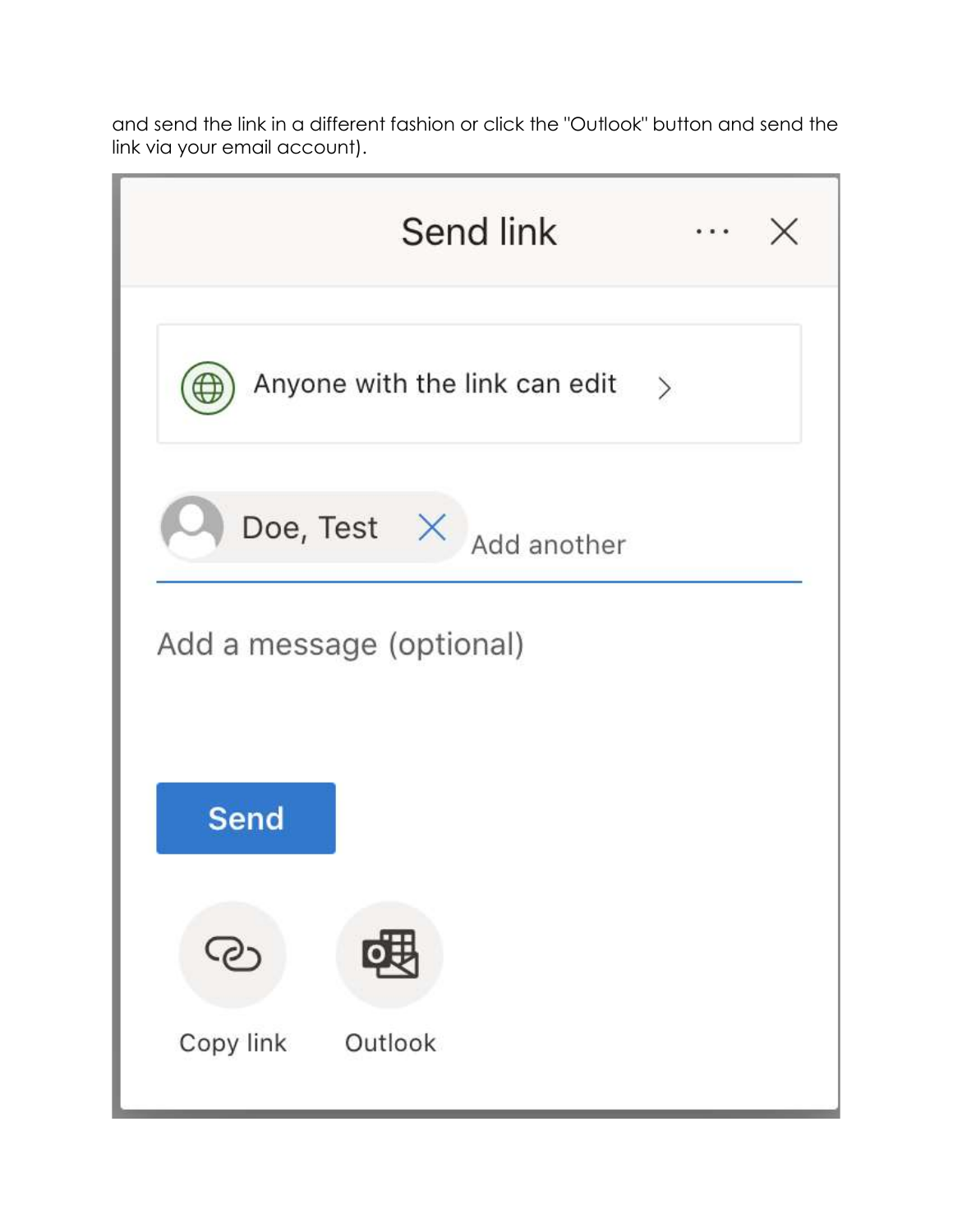and send the link in a different fashion or click the "Outlook" button and send the link via your email account).

Send link

Anyone with the link can edit

Doe, Test

Add another

Add a message (optional)

Send

Copy link

Outlook